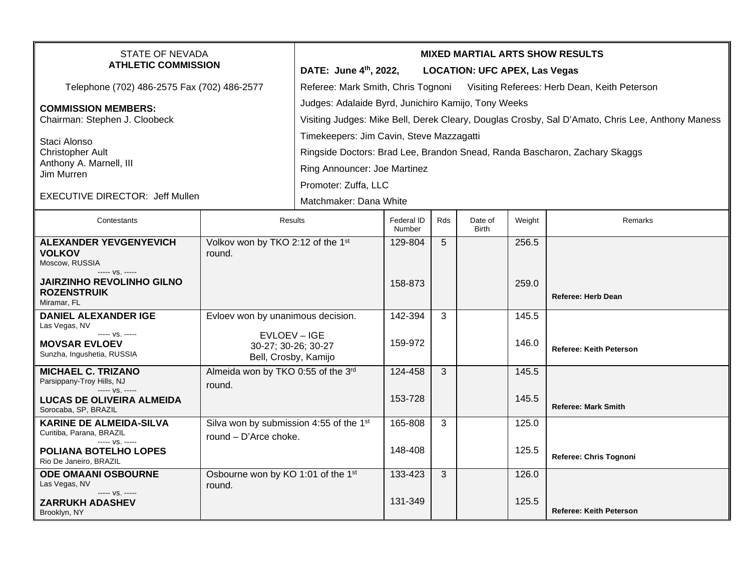STATE OF NEVADA
**ATHLETIC COMMISSION**

Telephone (702) 486-2575 Fax (702) 486-2577

**COMMISSION MEMBERS:**
Chairman: Stephen J. Cloobeck

Staci Alonso
Christopher Ault
Anthony A. Marnell, III
Jim Murren

EXECUTIVE DIRECTOR: Jeff Mullen

**MIXED MARTIAL ARTS SHOW RESULTS**

**DATE: June 4th, 2022, LOCATION: UFC APEX, Las Vegas**

Referee: Mark Smith, Chris Tognoni Visiting Referees: Herb Dean, Keith Peterson

Judges: Adalaide Byrd, Junichiro Kamijo, Tony Weeks

Visiting Judges: Mike Bell, Derek Cleary, Douglas Crosby, Sal D'Amato, Chris Lee, Anthony Maness

Timekeepers: Jim Cavin, Steve Mazzagatti

Ringside Doctors: Brad Lee, Brandon Snead, Randa Bascharon, Zachary Skaggs

Ring Announcer: Joe Martinez

Promoter: Zuffa, LLC

Matchmaker: Dana White

| Contestants | Results | Federal ID Number | Rds | Date of Birth | Weight | Remarks |
|---|---|---|---|---|---|---|
| **ALEXANDER YEVGENYEVICH VOLKOV** Moscow, RUSSIA ----- vs. ----- **JAIRZINHO REVOLINHO GILNO ROZENSTRUIK** Miramar, FL | Volkov won by TKO 2:12 of the 1st round. | 129-804<br>158-873 | 5 | | 256.5<br>259.0 | **Referee: Herb Dean** |
| **DANIEL ALEXANDER IGE** Las Vegas, NV ----- vs. ----- **MOVSAR EVLOEV** Sunzha, Ingushetia, RUSSIA | Evloev won by unanimous decision. EVLOEV – IGE 30-27; 30-26; 30-27 Bell, Crosby, Kamijo | 142-394<br>159-972 | 3 | | 145.5<br>146.0 | **Referee: Keith Peterson** |
| **MICHAEL C. TRIZANO** Parsippany-Troy Hills, NJ ----- vs. ----- **LUCAS DE OLIVEIRA ALMEIDA** Sorocaba, SP, BRAZIL | Almeida won by TKO 0:55 of the 3rd round. | 124-458<br>153-728 | 3 | | 145.5<br>145.5 | **Referee: Mark Smith** |
| **KARINE DE ALMEIDA-SILVA** Curitiba, Parana, BRAZIL ----- vs. ----- **POLIANA BOTELHO LOPES** Rio De Janeiro, BRAZIL | Silva won by submission 4:55 of the 1st round – D'Arce choke. | 165-808<br>148-408 | 3 | | 125.0<br>125.5 | **Referee: Chris Tognoni** |
| **ODE OMAANI OSBOURNE** Las Vegas, NV ----- vs. ----- **ZARRUKH ADASHEV** Brooklyn, NY | Osbourne won by KO 1:01 of the 1st round. | 133-423<br>131-349 | 3 | | 126.0<br>125.5 | **Referee: Keith Peterson** |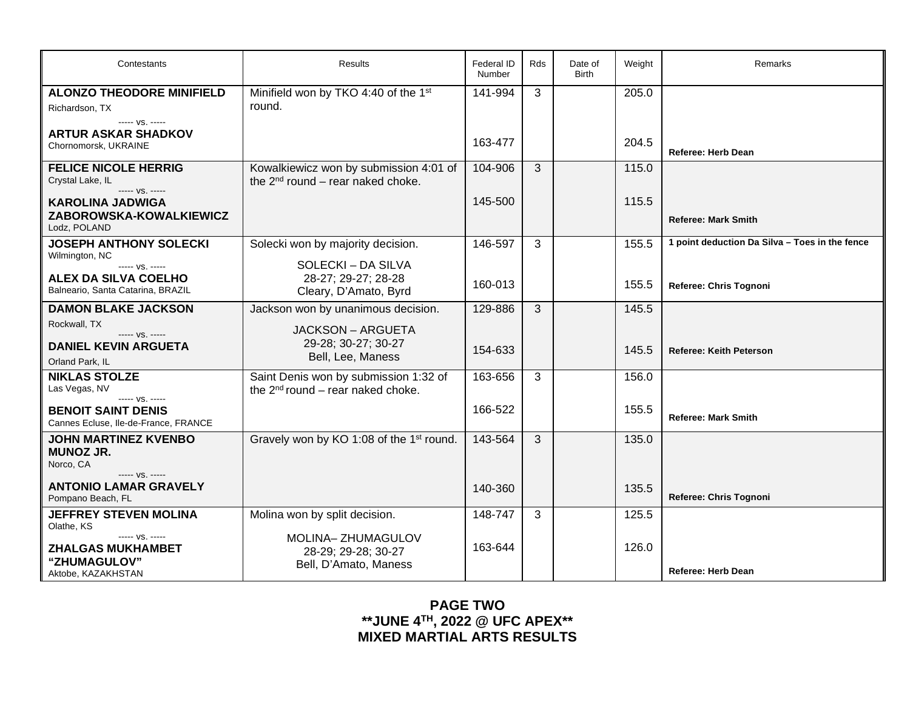| Contestants | Results | Federal ID Number | Rds | Date of Birth | Weight | Remarks |
|---|---|---|---|---|---|---|
| **ALONZO THEODORE MINIFIELD**<br>Richardson, TX<br>----- vs. -----<br>**ARTUR ASKAR SHADKOV**<br>Chornomorsk, UKRAINE | Minifield won by TKO 4:40 of the 1st round. | 141-994<br><br>163-477 | 3 | | 205.0<br><br>204.5 | **Referee: Herb Dean** |
| **FELICE NICOLE HERRIG**<br>Crystal Lake, IL<br>----- vs. -----<br>**KAROLINA JADWIGA ZABOROWSKA-KOWALKIEWICZ**<br>Lodz, POLAND | Kowalkiewicz won by submission 4:01 of the 2nd round – rear naked choke. | 104-906<br><br>145-500 | 3 | | 115.0<br><br>115.5 | **Referee: Mark Smith** |
| **JOSEPH ANTHONY SOLECKI**<br>Wilmington, NC<br>----- vs. -----<br>**ALEX DA SILVA COELHO**<br>Balneario, Santa Catarina, BRAZIL | Solecki won by majority decision.<br>SOLECKI – DA SILVA<br>28-27; 29-27; 28-28<br>Cleary, D'Amato, Byrd | 146-597<br><br>160-013 | 3 | | 155.5<br><br>155.5 | **1 point deduction Da Silva – Toes in the fence**<br><br>**Referee: Chris Tognoni** |
| **DAMON BLAKE JACKSON**<br>Rockwall, TX<br>----- vs. -----<br>**DANIEL KEVIN ARGUETA**<br>Orland Park, IL | Jackson won by unanimous decision.<br>JACKSON – ARGUETA<br>29-28; 30-27; 30-27<br>Bell, Lee, Maness | 129-886<br><br>154-633 | 3 | | 145.5<br><br>145.5 | **Referee: Keith Peterson** |
| **NIKLAS STOLZE**<br>Las Vegas, NV<br>----- vs. -----<br>**BENOIT SAINT DENIS**<br>Cannes Ecluse, Ile-de-France, FRANCE | Saint Denis won by submission 1:32 of the 2nd round – rear naked choke. | 163-656<br><br>166-522 | 3 | | 156.0<br><br>155.5 | **Referee: Mark Smith** |
| **JOHN MARTINEZ KVENBO MUNOZ JR.**<br>Norco, CA<br>----- vs. -----<br>**ANTONIO LAMAR GRAVELY**<br>Pompano Beach, FL | Gravely won by KO 1:08 of the 1st round. | 143-564<br><br>140-360 | 3 | | 135.0<br><br>135.5 | **Referee: Chris Tognoni** |
| **JEFFREY STEVEN MOLINA**<br>Olathe, KS<br>----- vs. -----<br>**ZHALGAS MUKHAMBET "ZHUMAGULOV"**<br>Aktobe, KAZAKHSTAN | Molina won by split decision.<br>MOLINA– ZHUMAGULOV<br>28-29; 29-28; 30-27<br>Bell, D'Amato, Maness | 148-747<br><br>163-644 | 3 | | 125.5<br><br>126.0 | **Referee: Herb Dean** |

**PAGE TWO**
**\*\*JUNE 4TH, 2022 @ UFC APEX\*\***
**MIXED MARTIAL ARTS RESULTS**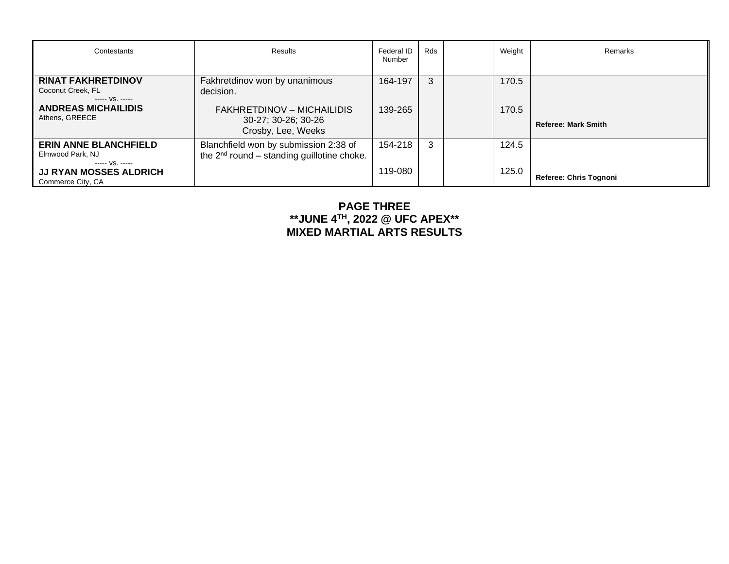| Contestants | Results | Federal ID Number | Rds | | Weight | Remarks |
|---|---|---|---|---|---|---|
| **RINAT FAKHRETDINOV** Coconut Creek, FL ----- vs. ----- **ANDREAS MICHAILIDIS** Athens, GREECE | Fakhretdinov won by unanimous decision. FAKHRETDINOV – MICHAILIDIS 30-27; 30-26; 30-26 Crosby, Lee, Weeks | 164-197 139-265 | 3 | | 170.5 170.5 | **Referee: Mark Smith** |
| **ERIN ANNE BLANCHFIELD** Elmwood Park, NJ ----- vs. ----- **JJ RYAN MOSSES ALDRICH** Commerce City, CA | Blanchfield won by submission 2:38 of the 2nd round – standing guillotine choke. | 154-218 119-080 | 3 | | 124.5 125.0 | **Referee: Chris Tognoni** |

**PAGE THREE**
**\*\*JUNE 4TH, 2022 @ UFC APEX\*\***
**MIXED MARTIAL ARTS RESULTS**